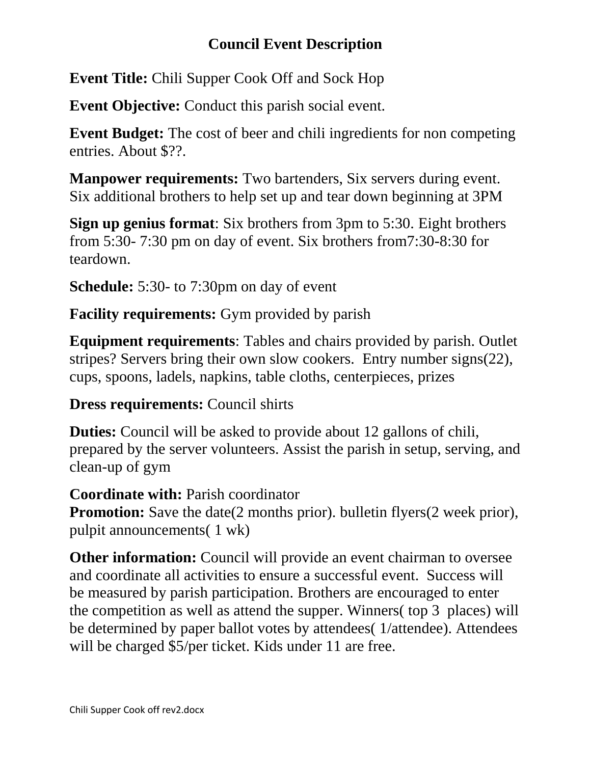# Council Event Description

**Event Title:** Chili Supper Cook Off and Sock Hop

**Event Objective:** Conduct this parish social event.

**Event Budget:** The cost of beer and chili ingredients for non competing entries. About $??.

**Manpower requirements:** Two bartenders, Six servers during event. Six additional brothers to help set up and tear down beginning at 3PM

**Sign up genius format**: Six brothers from 3pm to 5:30. Eight brothers from 5:30- 7:30 pm on day of event. Six brothers from7:30-8:30 for teardown.

**Schedule:** 5:30- to 7:30pm on day of event

**Facility requirements:** Gym provided by parish

**Equipment requirements**: Tables and chairs provided by parish. Outlet stripes? Servers bring their own slow cookers. Entry number signs(22), cups, spoons, ladels, napkins, table cloths, centerpieces, prizes

**Dress requirements:** Council shirts

**Duties:** Council will be asked to provide about 12 gallons of chili, prepared by the server volunteers. Assist the parish in setup, serving, and clean-up of gym

**Coordinate with:** Parish coordinator
**Promotion:** Save the date(2 months prior). bulletin flyers(2 week prior), pulpit announcements( 1 wk)

**Other information:** Council will provide an event chairman to oversee and coordinate all activities to ensure a successful event. Success will be measured by parish participation. Brothers are encouraged to enter the competition as well as attend the supper. Winners( top 3 places) will be determined by paper ballot votes by attendees( 1/attendee). Attendees will be charged $5/per ticket. Kids under 11 are free.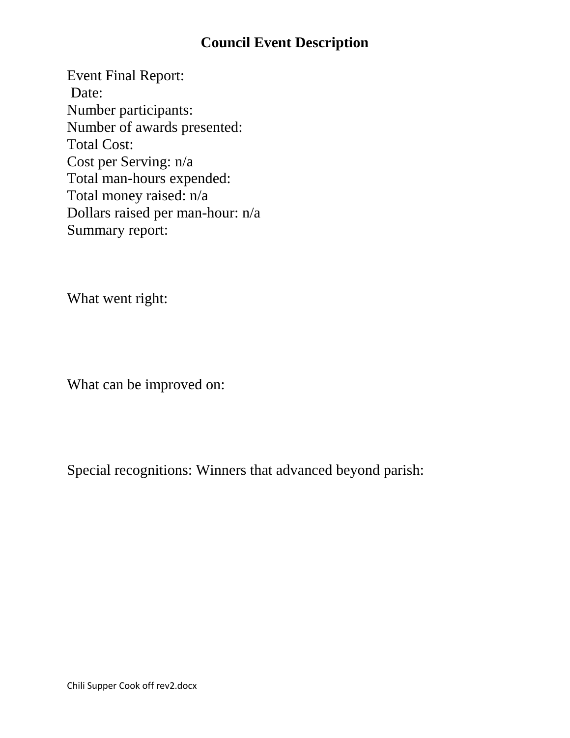# Council Event Description

Event Final Report:
Date:
Number participants:
Number of awards presented:
Total Cost:
Cost per Serving: n/a
Total man-hours expended:
Total money raised: n/a
Dollars raised per man-hour: n/a
Summary report:

What went right:

What can be improved on:

Special recognitions: Winners that advanced beyond parish: